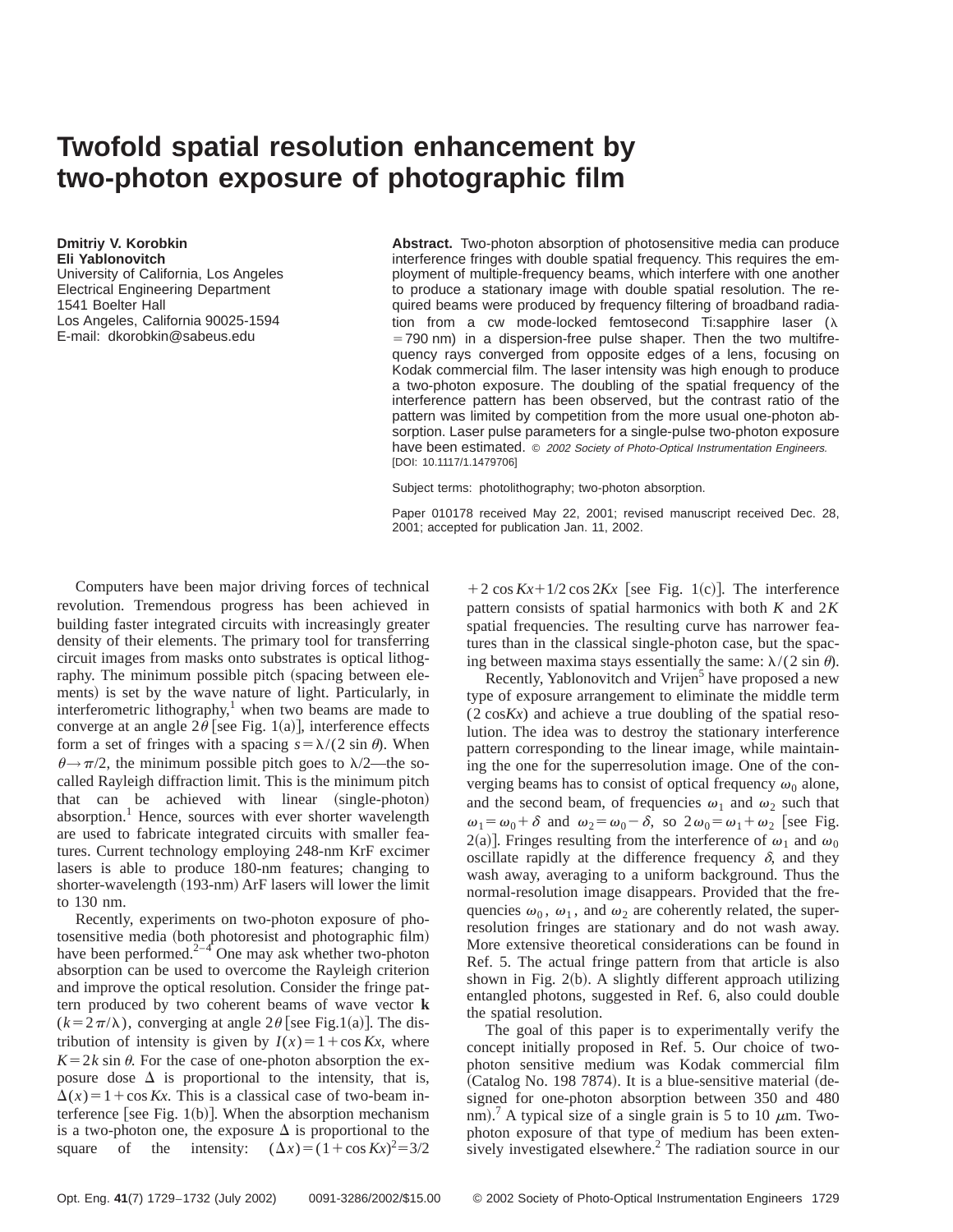# Twofold spatial resolution enhancement by two-photon exposure of photographic film

**Dmitriy V. Korobkin**
**Eli Yablonovitch**
University of California, Los Angeles
Electrical Engineering Department
1541 Boelter Hall
Los Angeles, California 90025-1594
E-mail: dkorobkin@sabeus.edu

**Abstract.** Two-photon absorption of photosensitive media can produce interference fringes with double spatial frequency. This requires the employment of multiple-frequency beams, which interfere with one another to produce a stationary image with double spatial resolution. The required beams were produced by frequency filtering of broadband radiation from a cw mode-locked femtosecond Ti:sapphire laser ($\lambda = 790$ nm) in a dispersion-free pulse shaper. Then the two multifrequency rays converged from opposite edges of a lens, focusing on Kodak commercial film. The laser intensity was high enough to produce a two-photon exposure. The doubling of the spatial frequency of the interference pattern has been observed, but the contrast ratio of the pattern was limited by competition from the more usual one-photon absorption. Laser pulse parameters for a single-pulse two-photon exposure have been estimated. © *2002 Society of Photo-Optical Instrumentation Engineers.* [DOI: 10.1117/1.1479706]

Subject terms: photolithography; two-photon absorption.

Paper 010178 received May 22, 2001; revised manuscript received Dec. 28, 2001; accepted for publication Jan. 11, 2002.

Computers have been major driving forces of technical revolution. Tremendous progress has been achieved in building faster integrated circuits with increasingly greater density of their elements. The primary tool for transferring circuit images from masks onto substrates is optical lithography. The minimum possible pitch (spacing between elements) is set by the wave nature of light. Particularly, in interferometric lithography,[1] when two beams are made to converge at an angle $2\theta$ [see Fig. 1(a)], interference effects form a set of fringes with a spacing $s = \lambda/(2 \sin \theta)$. When $\theta \rightarrow \pi/2$, the minimum possible pitch goes to $\lambda/2$—the so-called Rayleigh diffraction limit. This is the minimum pitch that can be achieved with linear (single-photon) absorption.[1] Hence, sources with ever shorter wavelength are used to fabricate integrated circuits with smaller features. Current technology employing 248-nm KrF excimer lasers is able to produce 180-nm features; changing to shorter-wavelength (193-nm) ArF lasers will lower the limit to 130 nm.

Recently, experiments on two-photon exposure of photosensitive media (both photoresist and photographic film) have been performed.[2–4] One may ask whether two-photon absorption can be used to overcome the Rayleigh criterion and improve the optical resolution. Consider the fringe pattern produced by two coherent beams of wave vector $\mathbf{k}$ ($k = 2\pi/\lambda$), converging at angle $2\theta$ [see Fig. 1(a)]. The distribution of intensity is given by $I(x) = 1 + \cos Kx$, where $K = 2k \sin \theta$. For the case of one-photon absorption the exposure dose $\Delta$ is proportional to the intensity, that is, $\Delta(x) = 1 + \cos Kx$. This is a classical case of two-beam interference [see Fig. 1(b)]. When the absorption mechanism is a two-photon one, the exposure $\Delta$ is proportional to the square of the intensity: $(\Delta x) = (1 + \cos Kx)^2 = 3/2 + 2 \cos Kx + 1/2 \cos 2Kx$ [see Fig. 1(c)]. The interference pattern consists of spatial harmonics with both $K$ and $2K$ spatial frequencies. The resulting curve has narrower features than in the classical single-photon case, but the spacing between maxima stays essentially the same: $\lambda/(2 \sin \theta)$.

Recently, Yablonovitch and Vrijen[5] have proposed a new type of exposure arrangement to eliminate the middle term ($2 \cos Kx$) and achieve a true doubling of the spatial resolution. The idea was to destroy the stationary interference pattern corresponding to the linear image, while maintaining the one for the superresolution image. One of the converging beams has to consist of optical frequency $\omega_0$ alone, and the second beam, of frequencies $\omega_1$ and $\omega_2$ such that $\omega_1 = \omega_0 + \delta$ and $\omega_2 = \omega_0 - \delta$, so $2\omega_0 = \omega_1 + \omega_2$ [see Fig. 2(a)]. Fringes resulting from the interference of $\omega_1$ and $\omega_0$ oscillate rapidly at the difference frequency $\delta$, and they wash away, averaging to a uniform background. Thus the normal-resolution image disappears. Provided that the frequencies $\omega_0$, $\omega_1$, and $\omega_2$ are coherently related, the superresolution fringes are stationary and do not wash away. More extensive theoretical considerations can be found in Ref. 5. The actual fringe pattern from that article is also shown in Fig. 2(b). A slightly different approach utilizing entangled photons, suggested in Ref. 6, also could double the spatial resolution.

The goal of this paper is to experimentally verify the concept initially proposed in Ref. 5. Our choice of two-photon sensitive medium was Kodak commercial film (Catalog No. 198 7874). It is a blue-sensitive material (designed for one-photon absorption between 350 and 480 nm).[7] A typical size of a single grain is 5 to 10 $\mu$m. Two-photon exposure of that type of medium has been extensively investigated elsewhere.[2] The radiation source in our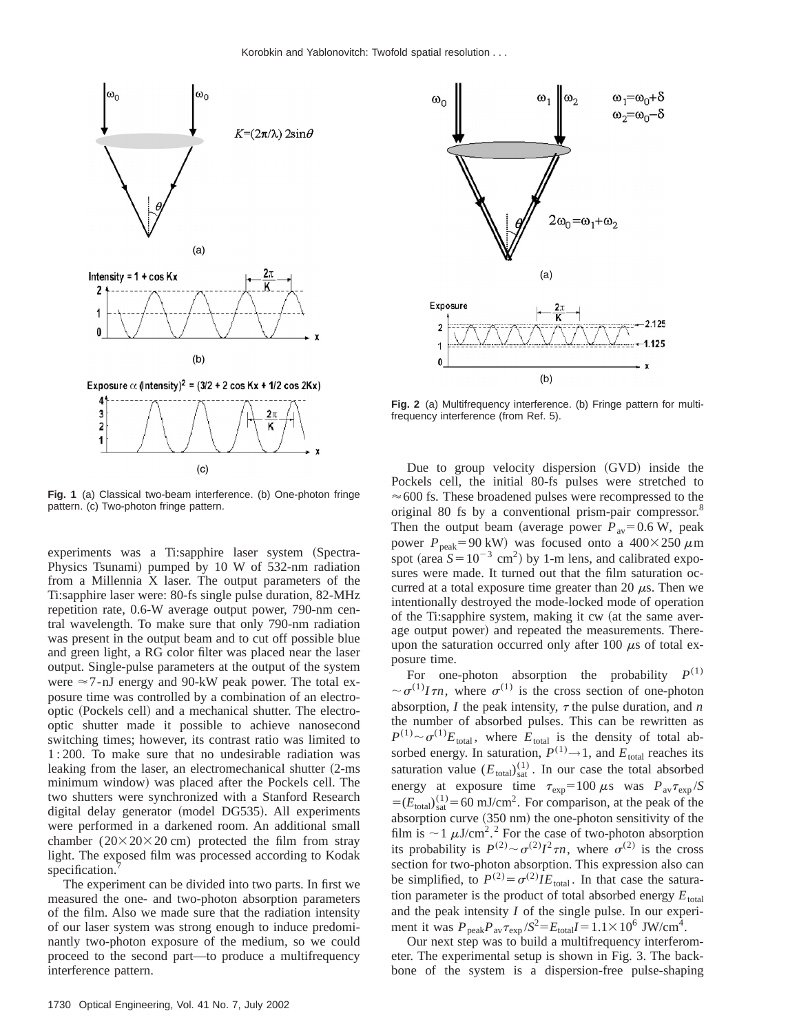Fig. 1 (a) Classical two-beam interference. (b) One-photon fringe pattern. (c) Two-photon fringe pattern.

Fig. 2 (a) Multifrequency interference. (b) Fringe pattern for multifrequency interference (from Ref. 5).

experiments was a Ti:sapphire laser system (Spectra-Physics Tsunami) pumped by 10 W of 532-nm radiation from a Millennia X laser. The output parameters of the Ti:sapphire laser were: 80-fs single pulse duration, 82-MHz repetition rate, 0.6-W average output power, 790-nm central wavelength. To make sure that only 790-nm radiation was present in the output beam and to cut off possible blue and green light, a RG color filter was placed near the laser output. Single-pulse parameters at the output of the system were $\approx 7$-nJ energy and 90-kW peak power. The total exposure time was controlled by a combination of an electro-optic (Pockels cell) and a mechanical shutter. The electro-optic shutter made it possible to achieve nanosecond switching times; however, its contrast ratio was limited to 1:200. To make sure that no undesirable radiation was leaking from the laser, an electromechanical shutter (2-ms minimum window) was placed after the Pockels cell. The two shutters were synchronized with a Stanford Research digital delay generator (model DG535). All experiments were performed in a darkened room. An additional small chamber ($20\times 20\times 20$ cm) protected the film from stray light. The exposed film was processed according to Kodak specification.[7]

The experiment can be divided into two parts. In first we measured the one- and two-photon absorption parameters of the film. Also we made sure that the radiation intensity of our laser system was strong enough to induce predominantly two-photon exposure of the medium, so we could proceed to the second part—to produce a multifrequency interference pattern.

Due to group velocity dispersion (GVD) inside the Pockels cell, the initial 80-fs pulses were stretched to $\approx 600$ fs. These broadened pulses were recompressed to the original 80 fs by a conventional prism-pair compressor.[8] Then the output beam (average power $P_{\mathrm{av}} = 0.6$ W, peak power $P_{\mathrm{peak}} = 90$ kW) was focused onto a $400\times 250\ \mu$m spot (area $S = 10^{-3}$ cm$^2$) by 1-m lens, and calibrated exposures were made. It turned out that the film saturation occurred at a total exposure time greater than 20 $\mu$s. Then we intentionally destroyed the mode-locked mode of operation of the Ti:sapphire system, making it cw (at the same average output power) and repeated the measurements. Thereupon the saturation occurred only after 100 $\mu$s of total exposure time.

For one-photon absorption the probability $P^{(1)} \sim \sigma^{(1)} I \tau n$, where $\sigma^{(1)}$ is the cross section of one-photon absorption, $I$ the peak intensity, $\tau$ the pulse duration, and $n$ the number of absorbed pulses. This can be rewritten as $P^{(1)} \sim \sigma^{(1)} E_{\mathrm{total}}$, where $E_{\mathrm{total}}$ is the density of total absorbed energy. In saturation, $P^{(1)} \rightarrow 1$, and $E_{\mathrm{total}}$ reaches its saturation value $(E_{\mathrm{total}})^{(1)}_{\mathrm{sat}}$. In our case the total absorbed energy at exposure time $\tau_{\mathrm{exp}} = 100\ \mu$s was $P_{\mathrm{av}}\tau_{\mathrm{exp}}/S = (E_{\mathrm{total}})^{(1)}_{\mathrm{sat}} = 60$ mJ/cm$^2$. For comparison, at the peak of the absorption curve (350 nm) the one-photon sensitivity of the film is $\sim 1\ \mu$J/cm$^2$.[2] For the case of two-photon absorption its probability is $P^{(2)} \sim \sigma^{(2)} I^2 \tau n$, where $\sigma^{(2)}$ is the cross section for two-photon absorption. This expression also can be simplified, to $P^{(2)} = \sigma^{(2)} I E_{\mathrm{total}}$. In that case the saturation parameter is the product of total absorbed energy $E_{\mathrm{total}}$ and the peak intensity $I$ of the single pulse. In our experiment it was $P_{\mathrm{peak}} P_{\mathrm{av}} \tau_{\mathrm{exp}}/S^2 = E_{\mathrm{total}} I = 1.1\times 10^6$ JW/cm$^4$.

Our next step was to build a multifrequency interferometer. The experimental setup is shown in Fig. 3. The backbone of the system is a dispersion-free pulse-shaping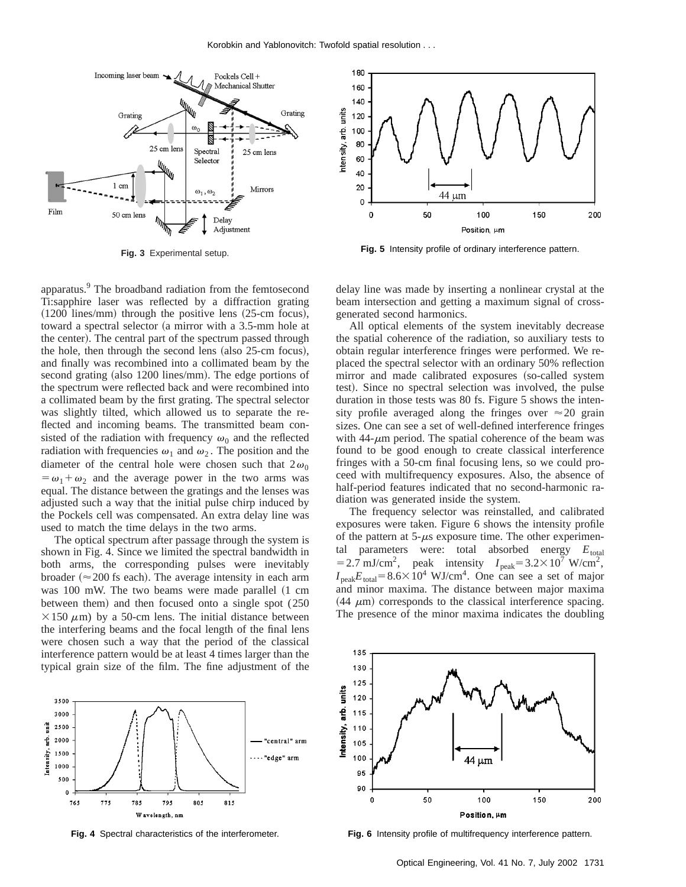Fig. 3 Experimental setup.

Fig. 5 Intensity profile of ordinary interference pattern.

apparatus.[9] The broadband radiation from the femtosecond Ti:sapphire laser was reflected by a diffraction grating (1200 lines/mm) through the positive lens (25-cm focus), toward a spectral selector (a mirror with a 3.5-mm hole at the center). The central part of the spectrum passed through the hole, then through the second lens (also 25-cm focus), and finally was recombined into a collimated beam by the second grating (also 1200 lines/mm). The edge portions of the spectrum were reflected back and were recombined into a collimated beam by the first grating. The spectral selector was slightly tilted, which allowed us to separate the reflected and incoming beams. The transmitted beam consisted of the radiation with frequency $\omega_0$ and the reflected radiation with frequencies $\omega_1$ and $\omega_2$. The position and the diameter of the central hole were chosen such that $2\omega_0 = \omega_1 + \omega_2$ and the average power in the two arms was equal. The distance between the gratings and the lenses was adjusted such a way that the initial pulse chirp induced by the Pockels cell was compensated. An extra delay line was used to match the time delays in the two arms.

The optical spectrum after passage through the system is shown in Fig. 4. Since we limited the spectral bandwidth in both arms, the corresponding pulses were inevitably broader ($\approx$200 fs each). The average intensity in each arm was 100 mW. The two beams were made parallel (1 cm between them) and then focused onto a single spot (250 $\times$150 $\mu$m) by a 50-cm lens. The initial distance between the interfering beams and the focal length of the final lens were chosen such a way that the period of the classical interference pattern would be at least 4 times larger than the typical grain size of the film. The fine adjustment of the delay line was made by inserting a nonlinear crystal at the beam intersection and getting a maximum signal of cross-generated second harmonics.

All optical elements of the system inevitably decrease the spatial coherence of the radiation, so auxiliary tests to obtain regular interference fringes were performed. We replaced the spectral selector with an ordinary 50% reflection mirror and made calibrated exposures (so-called system test). Since no spectral selection was involved, the pulse duration in those tests was 80 fs. Figure 5 shows the intensity profile averaged along the fringes over $\approx$20 grain sizes. One can see a set of well-defined interference fringes with 44-$\mu$m period. The spatial coherence of the beam was found to be good enough to create classical interference fringes with a 50-cm final focusing lens, so we could proceed with multifrequency exposures. Also, the absence of half-period features indicated that no second-harmonic radiation was generated inside the system.

The frequency selector was reinstalled, and calibrated exposures were taken. Figure 6 shows the intensity profile of the pattern at 5-$\mu$s exposure time. The other experimental parameters were: total absorbed energy $E_{\text{total}} = 2.7$ mJ/cm$^2$, peak intensity $I_{\text{peak}} = 3.2\times10^7$ W/cm$^2$, $I_{\text{peak}} E_{\text{total}} = 8.6\times10^4$ WJ/cm$^4$. One can see a set of major and minor maxima. The distance between major maxima (44 $\mu$m) corresponds to the classical interference spacing. The presence of the minor maxima indicates the doubling

Fig. 4 Spectral characteristics of the interferometer.

Fig. 6 Intensity profile of multifrequency interference pattern.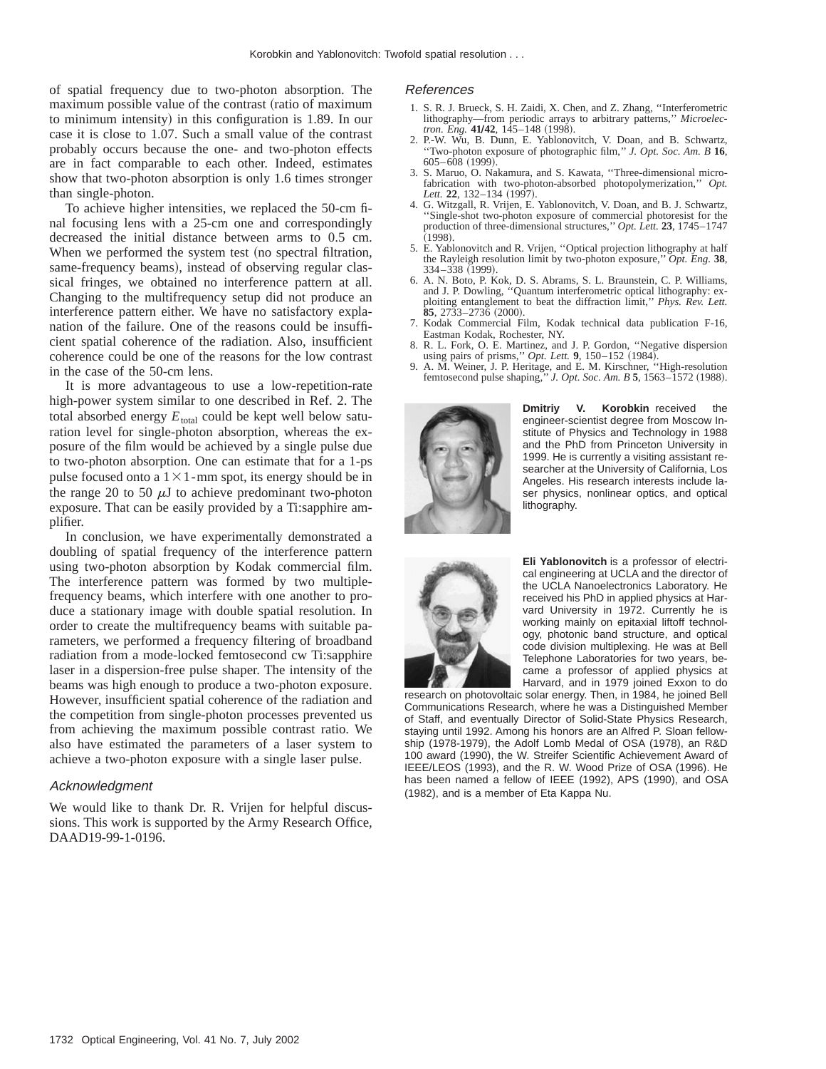of spatial frequency due to two-photon absorption. The maximum possible value of the contrast (ratio of maximum to minimum intensity) in this configuration is 1.89. In our case it is close to 1.07. Such a small value of the contrast probably occurs because the one- and two-photon effects are in fact comparable to each other. Indeed, estimates show that two-photon absorption is only 1.6 times stronger than single-photon.

To achieve higher intensities, we replaced the 50-cm final focusing lens with a 25-cm one and correspondingly decreased the initial distance between arms to 0.5 cm. When we performed the system test (no spectral filtration, same-frequency beams), instead of observing regular classical fringes, we obtained no interference pattern at all. Changing to the multifrequency setup did not produce an interference pattern either. We have no satisfactory explanation of the failure. One of the reasons could be insufficient spatial coherence of the radiation. Also, insufficient coherence could be one of the reasons for the low contrast in the case of the 50-cm lens.

It is more advantageous to use a low-repetition-rate high-power system similar to one described in Ref. 2. The total absorbed energy $E_{\text{total}}$ could be kept well below saturation level for single-photon absorption, whereas the exposure of the film would be achieved by a single pulse due to two-photon absorption. One can estimate that for a 1-ps pulse focused onto a $1 \times 1$-mm spot, its energy should be in the range 20 to 50 $\mu$J to achieve predominant two-photon exposure. That can be easily provided by a Ti:sapphire amplifier.

In conclusion, we have experimentally demonstrated a doubling of spatial frequency of the interference pattern using two-photon absorption by Kodak commercial film. The interference pattern was formed by two multiple-frequency beams, which interfere with one another to produce a stationary image with double spatial resolution. In order to create the multifrequency beams with suitable parameters, we performed a frequency filtering of broadband radiation from a mode-locked femtosecond cw Ti:sapphire laser in a dispersion-free pulse shaper. The intensity of the beams was high enough to produce a two-photon exposure. However, insufficient spatial coherence of the radiation and the competition from single-photon processes prevented us from achieving the maximum possible contrast ratio. We also have estimated the parameters of a laser system to achieve a two-photon exposure with a single laser pulse.

## Acknowledgment

We would like to thank Dr. R. Vrijen for helpful discussions. This work is supported by the Army Research Office, DAAD19-99-1-0196.

## References

1. S. R. J. Brueck, S. H. Zaidi, X. Chen, and Z. Zhang, "Interferometric lithography—from periodic arrays to arbitrary patterns," *Microelectron. Eng.* **41/42**, 145–148 (1998).
2. P.-W. Wu, B. Dunn, E. Yablonovitch, V. Doan, and B. Schwartz, "Two-photon exposure of photographic film," *J. Opt. Soc. Am. B* **16**, 605–608 (1999).
3. S. Maruo, O. Nakamura, and S. Kawata, "Three-dimensional microfabrication with two-photon-absorbed photopolymerization," *Opt. Lett.* **22**, 132–134 (1997).
4. G. Witzgall, R. Vrijen, E. Yablonovitch, V. Doan, and B. J. Schwartz, "Single-shot two-photon exposure of commercial photoresist for the production of three-dimensional structures," *Opt. Lett.* **23**, 1745–1747 (1998).
5. E. Yablonovitch and R. Vrijen, "Optical projection lithography at half the Rayleigh resolution limit by two-photon exposure," *Opt. Eng.* **38**, 334–338 (1999).
6. A. N. Boto, P. Kok, D. S. Abrams, S. L. Braunstein, C. P. Williams, and J. P. Dowling, "Quantum interferometric optical lithography: exploiting entanglement to beat the diffraction limit," *Phys. Rev. Lett.* **85**, 2733–2736 (2000).
7. Kodak Commercial Film, Kodak technical data publication F-16, Eastman Kodak, Rochester, NY.
8. R. L. Fork, O. E. Martinez, and J. P. Gordon, "Negative dispersion using pairs of prisms," *Opt. Lett.* **9**, 150–152 (1984).
9. A. M. Weiner, J. P. Heritage, and E. M. Kirschner, "High-resolution femtosecond pulse shaping," *J. Opt. Soc. Am. B* **5**, 1563–1572 (1988).

**Dmitriy V. Korobkin** received the engineer-scientist degree from Moscow Institute of Physics and Technology in 1988 and the PhD from Princeton University in 1999. He is currently a visiting assistant researcher at the University of California, Los Angeles. His research interests include laser physics, nonlinear optics, and optical lithography.

**Eli Yablonovitch** is a professor of electrical engineering at UCLA and the director of the UCLA Nanoelectronics Laboratory. He received his PhD in applied physics at Harvard University in 1972. Currently he is working mainly on epitaxial liftoff technology, photonic band structure, and optical code division multiplexing. He was at Bell Telephone Laboratories for two years, became a professor of applied physics at Harvard, and in 1979 joined Exxon to do research on photovoltaic solar energy. Then, in 1984, he joined Bell Communications Research, where he was a Distinguished Member of Staff, and eventually Director of Solid-State Physics Research, staying until 1992. Among his honors are an Alfred P. Sloan fellowship (1978-1979), the Adolf Lomb Medal of OSA (1978), an R&D 100 award (1990), the W. Streifer Scientific Achievement Award of IEEE/LEOS (1993), and the R. W. Wood Prize of OSA (1996). He has been named a fellow of IEEE (1992), APS (1990), and OSA (1982), and is a member of Eta Kappa Nu.